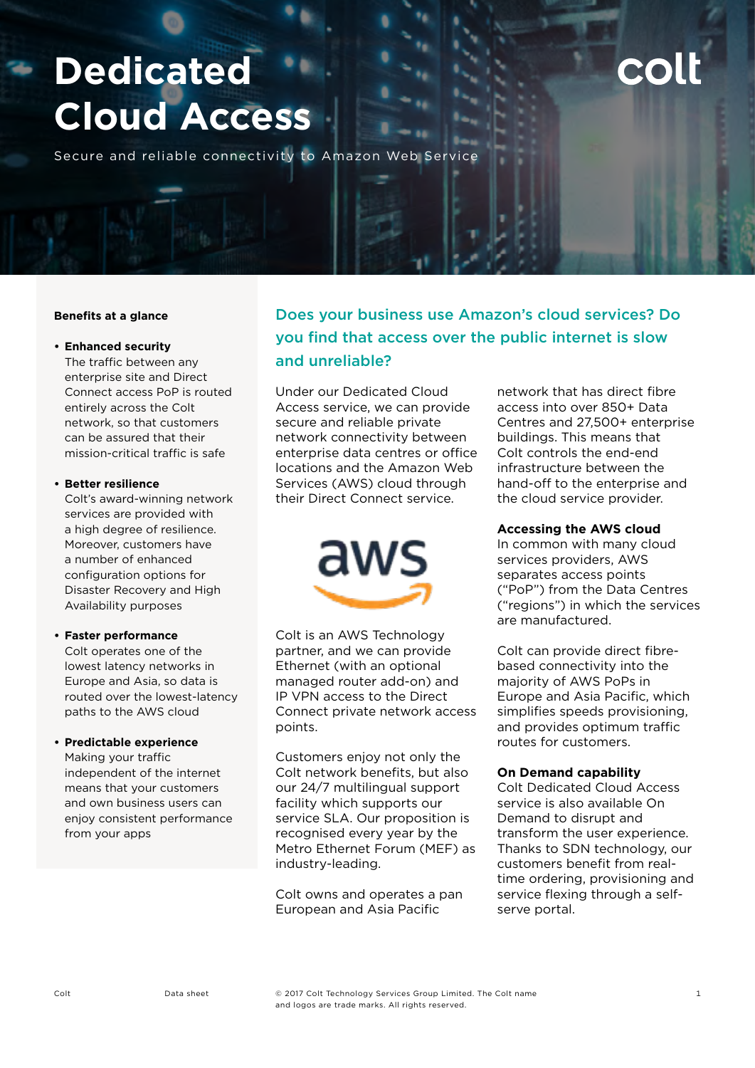# Dedicated Cloud Access

Secure and reliable connectivity to Amazon Web Service

## Benefits at a glance

- **Enhanced security**
  The traffic between any enterprise site and Direct Connect access PoP is routed entirely across the Colt network, so that customers can be assured that their mission-critical traffic is safe

- **Better resilience**
  Colt's award-winning network services are provided with a high degree of resilience. Moreover, customers have a number of enhanced configuration options for Disaster Recovery and High Availability purposes

- **Faster performance**
  Colt operates one of the lowest latency networks in Europe and Asia, so data is routed over the lowest-latency paths to the AWS cloud

- **Predictable experience**
  Making your traffic independent of the internet means that your customers and own business users can enjoy consistent performance from your apps

## Does your business use Amazon's cloud services? Do you find that access over the public internet is slow and unreliable?

Under our Dedicated Cloud Access service, we can provide secure and reliable private network connectivity between enterprise data centres or office locations and the Amazon Web Services (AWS) cloud through their Direct Connect service.

Colt is an AWS Technology partner, and we can provide Ethernet (with an optional managed router add-on) and IP VPN access to the Direct Connect private network access points.

Customers enjoy not only the Colt network benefits, but also our 24/7 multilingual support facility which supports our service SLA. Our proposition is recognised every year by the Metro Ethernet Forum (MEF) as industry-leading.

Colt owns and operates a pan European and Asia Pacific network that has direct fibre access into over 850+ Data Centres and 27,500+ enterprise buildings. This means that Colt controls the end-end infrastructure between the hand-off to the enterprise and the cloud service provider.

### Accessing the AWS cloud

In common with many cloud services providers, AWS separates access points ("PoP") from the Data Centres ("regions") in which the services are manufactured.

Colt can provide direct fibre-based connectivity into the majority of AWS PoPs in Europe and Asia Pacific, which simplifies speeds provisioning, and provides optimum traffic routes for customers.

### On Demand capability

Colt Dedicated Cloud Access service is also available On Demand to disrupt and transform the user experience. Thanks to SDN technology, our customers benefit from real-time ordering, provisioning and service flexing through a self-serve portal.

© 2017 Colt Technology Services Group Limited. The Colt name and logos are trade marks. All rights reserved.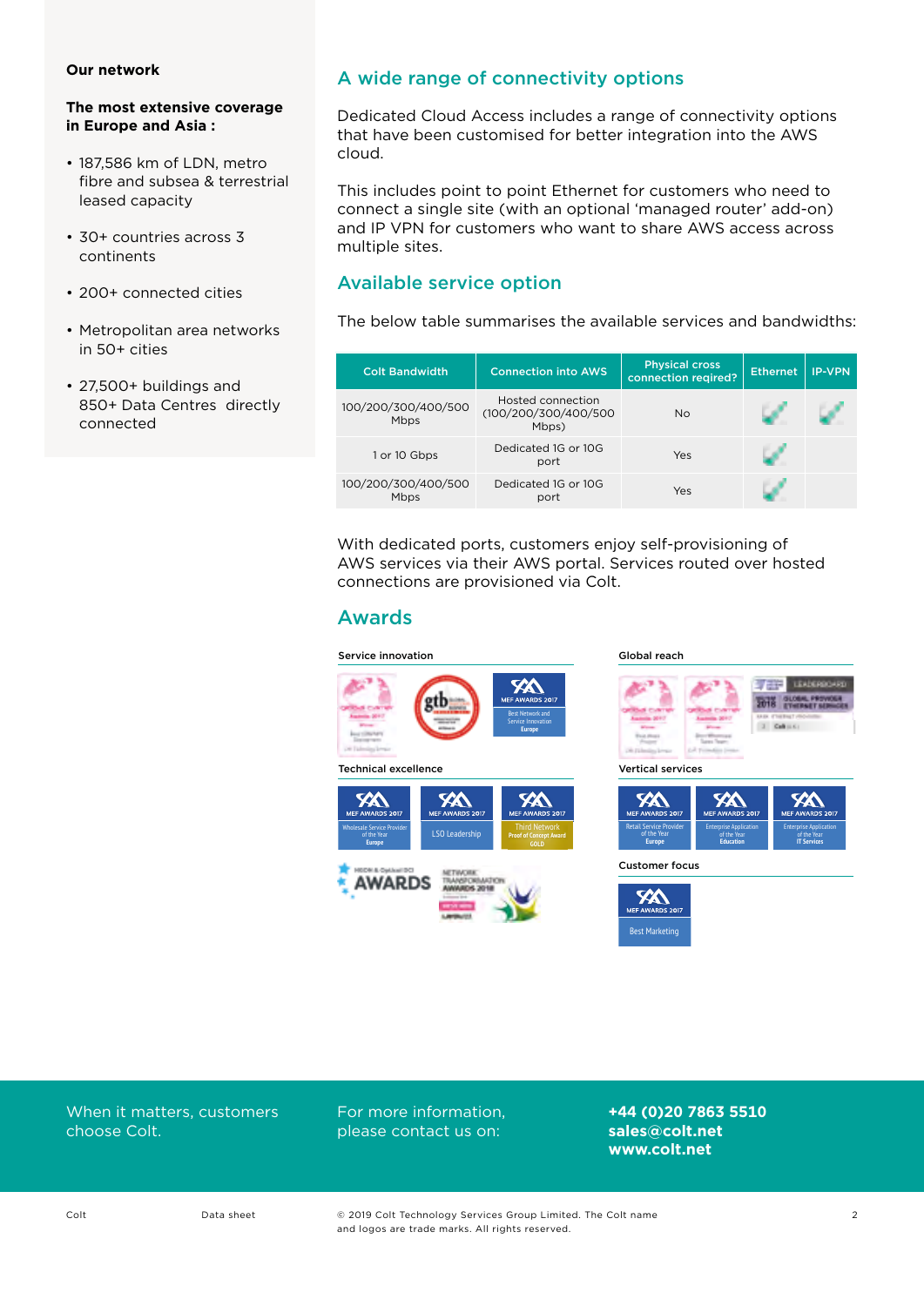## Our network

**The most extensive coverage in Europe and Asia :**

- 187,586 km of LDN, metro fibre and subsea & terrestrial leased capacity
- 30+ countries across 3 continents
- 200+ connected cities
- Metropolitan area networks in 50+ cities
- 27,500+ buildings and 850+ Data Centres directly connected

## A wide range of connectivity options

Dedicated Cloud Access includes a range of connectivity options that have been customised for better integration into the AWS cloud.

This includes point to point Ethernet for customers who need to connect a single site (with an optional 'managed router' add-on) and IP VPN for customers who want to share AWS access across multiple sites.

## Available service option

The below table summarises the available services and bandwidths:

| Colt Bandwidth | Connection into AWS | Physical cross connection reqired? | Ethernet | IP-VPN |
|---|---|---|---|---|
| 100/200/300/400/500 Mbps | Hosted connection (100/200/300/400/500 Mbps) | No | ✓ | ✓ |
| 1 or 10 Gbps | Dedicated 1G or 10G port | Yes | ✓ | |
| 100/200/300/400/500 Mbps | Dedicated 1G or 10G port | Yes | ✓ | |

With dedicated ports, customers enjoy self-provisioning of AWS services via their AWS portal. Services routed over hosted connections are provisioned via Colt.

## Awards

**Service innovation**

**Global reach**

**Technical excellence**

**Vertical services**

**Customer focus**

When it matters, customers choose Colt.

For more information, please contact us on:

**+44 (0)20 7863 5510**
**sales@colt.net**
**www.colt.net**

© 2019 Colt Technology Services Group Limited. The Colt name and logos are trade marks. All rights reserved.